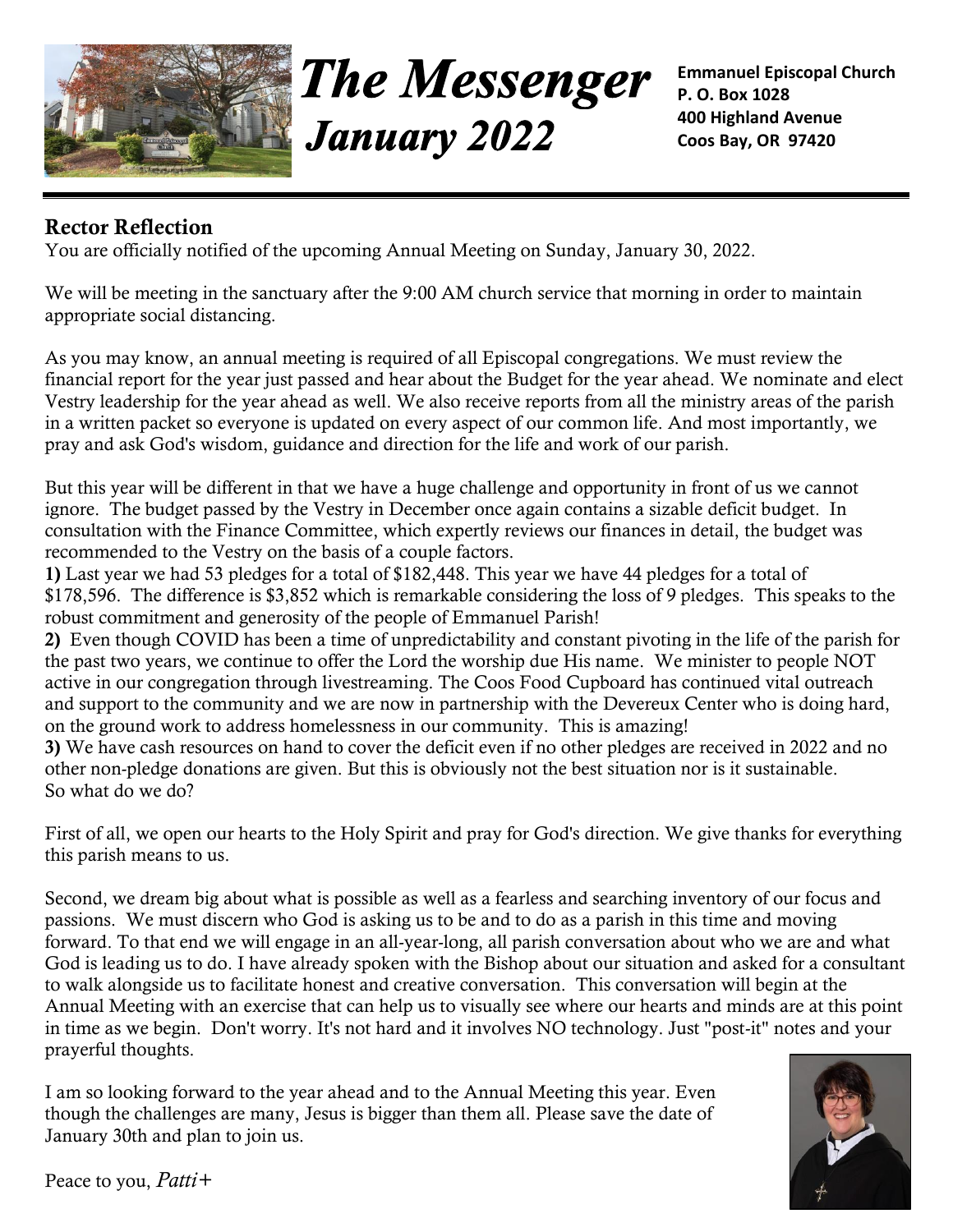# The Messenger
## January 2022

**Emmanuel Episcopal Church**
**P. O. Box 1028**
**400 Highland Avenue**
**Coos Bay, OR 97420**

---

## Rector Reflection

You are officially notified of the upcoming Annual Meeting on Sunday, January 30, 2022.

We will be meeting in the sanctuary after the 9:00 AM church service that morning in order to maintain appropriate social distancing.

As you may know, an annual meeting is required of all Episcopal congregations. We must review the financial report for the year just passed and hear about the Budget for the year ahead. We nominate and elect Vestry leadership for the year ahead as well. We also receive reports from all the ministry areas of the parish in a written packet so everyone is updated on every aspect of our common life. And most importantly, we pray and ask God's wisdom, guidance and direction for the life and work of our parish.

But this year will be different in that we have a huge challenge and opportunity in front of us we cannot ignore. The budget passed by the Vestry in December once again contains a sizable deficit budget. In consultation with the Finance Committee, which expertly reviews our finances in detail, the budget was recommended to the Vestry on the basis of a couple factors.

**1)** Last year we had 53 pledges for a total of $182,448. This year we have 44 pledges for a total of $178,596. The difference is $3,852 which is remarkable considering the loss of 9 pledges. This speaks to the robust commitment and generosity of the people of Emmanuel Parish!

**2)** Even though COVID has been a time of unpredictability and constant pivoting in the life of the parish for the past two years, we continue to offer the Lord the worship due His name. We minister to people NOT active in our congregation through livestreaming. The Coos Food Cupboard has continued vital outreach and support to the community and we are now in partnership with the Devereux Center who is doing hard, on the ground work to address homelessness in our community. This is amazing!

**3)** We have cash resources on hand to cover the deficit even if no other pledges are received in 2022 and no other non-pledge donations are given. But this is obviously not the best situation nor is it sustainable.

So what do we do?

First of all, we open our hearts to the Holy Spirit and pray for God's direction. We give thanks for everything this parish means to us.

Second, we dream big about what is possible as well as a fearless and searching inventory of our focus and passions. We must discern who God is asking us to be and to do as a parish in this time and moving forward. To that end we will engage in an all-year-long, all parish conversation about who we are and what God is leading us to do. I have already spoken with the Bishop about our situation and asked for a consultant to walk alongside us to facilitate honest and creative conversation. This conversation will begin at the Annual Meeting with an exercise that can help us to visually see where our hearts and minds are at this point in time as we begin. Don't worry. It's not hard and it involves NO technology. Just "post-it" notes and your prayerful thoughts.

I am so looking forward to the year ahead and to the Annual Meeting this year. Even though the challenges are many, Jesus is bigger than them all. Please save the date of January 30th and plan to join us.

Peace to you, *Patti+*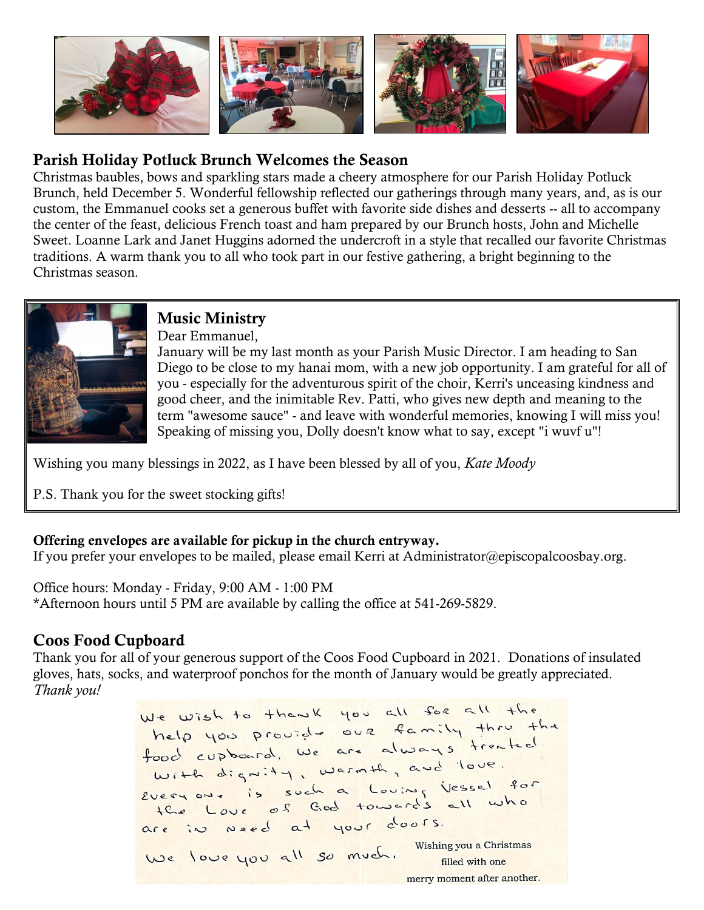## Parish Holiday Potluck Brunch Welcomes the Season

Christmas baubles, bows and sparkling stars made a cheery atmosphere for our Parish Holiday Potluck Brunch, held December 5. Wonderful fellowship reflected our gatherings through many years, and, as is our custom, the Emmanuel cooks set a generous buffet with favorite side dishes and desserts -- all to accompany the center of the feast, delicious French toast and ham prepared by our Brunch hosts, John and Michelle Sweet. Loanne Lark and Janet Huggins adorned the undercroft in a style that recalled our favorite Christmas traditions. A warm thank you to all who took part in our festive gathering, a bright beginning to the Christmas season.

## Music Ministry

Dear Emmanuel,

January will be my last month as your Parish Music Director. I am heading to San Diego to be close to my hanai mom, with a new job opportunity. I am grateful for all of you - especially for the adventurous spirit of the choir, Kerri's unceasing kindness and good cheer, and the inimitable Rev. Patti, who gives new depth and meaning to the term "awesome sauce" - and leave with wonderful memories, knowing I will miss you! Speaking of missing you, Dolly doesn't know what to say, except "i wuvf u"!

Wishing you many blessings in 2022, as I have been blessed by all of you, *Kate Moody*

P.S. Thank you for the sweet stocking gifts!

**Offering envelopes are available for pickup in the church entryway.**
If you prefer your envelopes to be mailed, please email Kerri at Administrator@episcopalcoosbay.org.

Office hours: Monday - Friday, 9:00 AM - 1:00 PM
*Afternoon hours until 5 PM are available by calling the office at 541-269-5829.

## Coos Food Cupboard

Thank you for all of your generous support of the Coos Food Cupboard in 2021. Donations of insulated gloves, hats, socks, and waterproof ponchos for the month of January would be greatly appreciated.
*Thank you!*

We wish to thank you all for all the help you provide our family thru the food cupboard. We are always treated with dignity, warmth, and love. Every one is such a Loving Vessel for the Love of God towards all who are in need at your doors.

We love you all so much.

Wishing you a Christmas filled with one merry moment after another.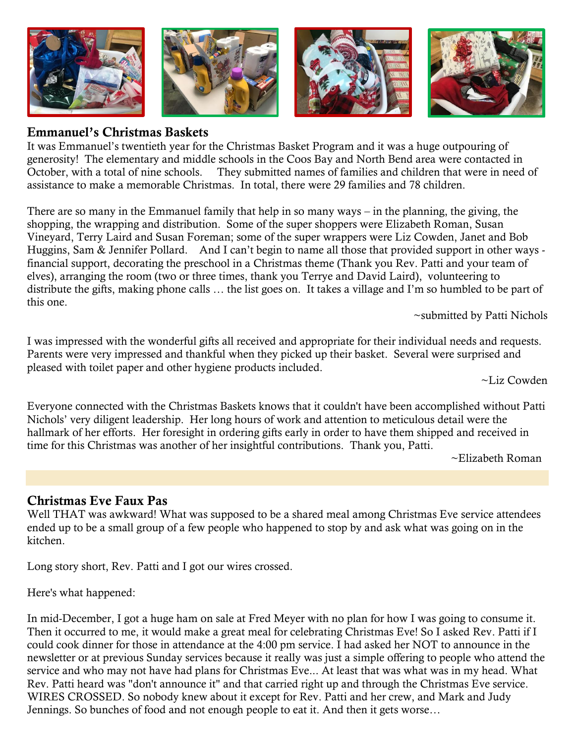## Emmanuel's Christmas Baskets

It was Emmanuel's twentieth year for the Christmas Basket Program and it was a huge outpouring of generosity! The elementary and middle schools in the Coos Bay and North Bend area were contacted in October, with a total of nine schools. They submitted names of families and children that were in need of assistance to make a memorable Christmas. In total, there were 29 families and 78 children.

There are so many in the Emmanuel family that help in so many ways – in the planning, the giving, the shopping, the wrapping and distribution. Some of the super shoppers were Elizabeth Roman, Susan Vineyard, Terry Laird and Susan Foreman; some of the super wrappers were Liz Cowden, Janet and Bob Huggins, Sam & Jennifer Pollard. And I can't begin to name all those that provided support in other ways - financial support, decorating the preschool in a Christmas theme (Thank you Rev. Patti and your team of elves), arranging the room (two or three times, thank you Terrye and David Laird), volunteering to distribute the gifts, making phone calls … the list goes on. It takes a village and I'm so humbled to be part of this one.

~submitted by Patti Nichols

I was impressed with the wonderful gifts all received and appropriate for their individual needs and requests. Parents were very impressed and thankful when they picked up their basket. Several were surprised and pleased with toilet paper and other hygiene products included.

~Liz Cowden

Everyone connected with the Christmas Baskets knows that it couldn't have been accomplished without Patti Nichols' very diligent leadership. Her long hours of work and attention to meticulous detail were the hallmark of her efforts. Her foresight in ordering gifts early in order to have them shipped and received in time for this Christmas was another of her insightful contributions. Thank you, Patti.

~Elizabeth Roman

## Christmas Eve Faux Pas

Well THAT was awkward! What was supposed to be a shared meal among Christmas Eve service attendees ended up to be a small group of a few people who happened to stop by and ask what was going on in the kitchen.

Long story short, Rev. Patti and I got our wires crossed.

Here's what happened:

In mid-December, I got a huge ham on sale at Fred Meyer with no plan for how I was going to consume it. Then it occurred to me, it would make a great meal for celebrating Christmas Eve! So I asked Rev. Patti if I could cook dinner for those in attendance at the 4:00 pm service. I had asked her NOT to announce in the newsletter or at previous Sunday services because it really was just a simple offering to people who attend the service and who may not have had plans for Christmas Eve... At least that was what was in my head. What Rev. Patti heard was "don't announce it" and that carried right up and through the Christmas Eve service. WIRES CROSSED. So nobody knew about it except for Rev. Patti and her crew, and Mark and Judy Jennings. So bunches of food and not enough people to eat it. And then it gets worse…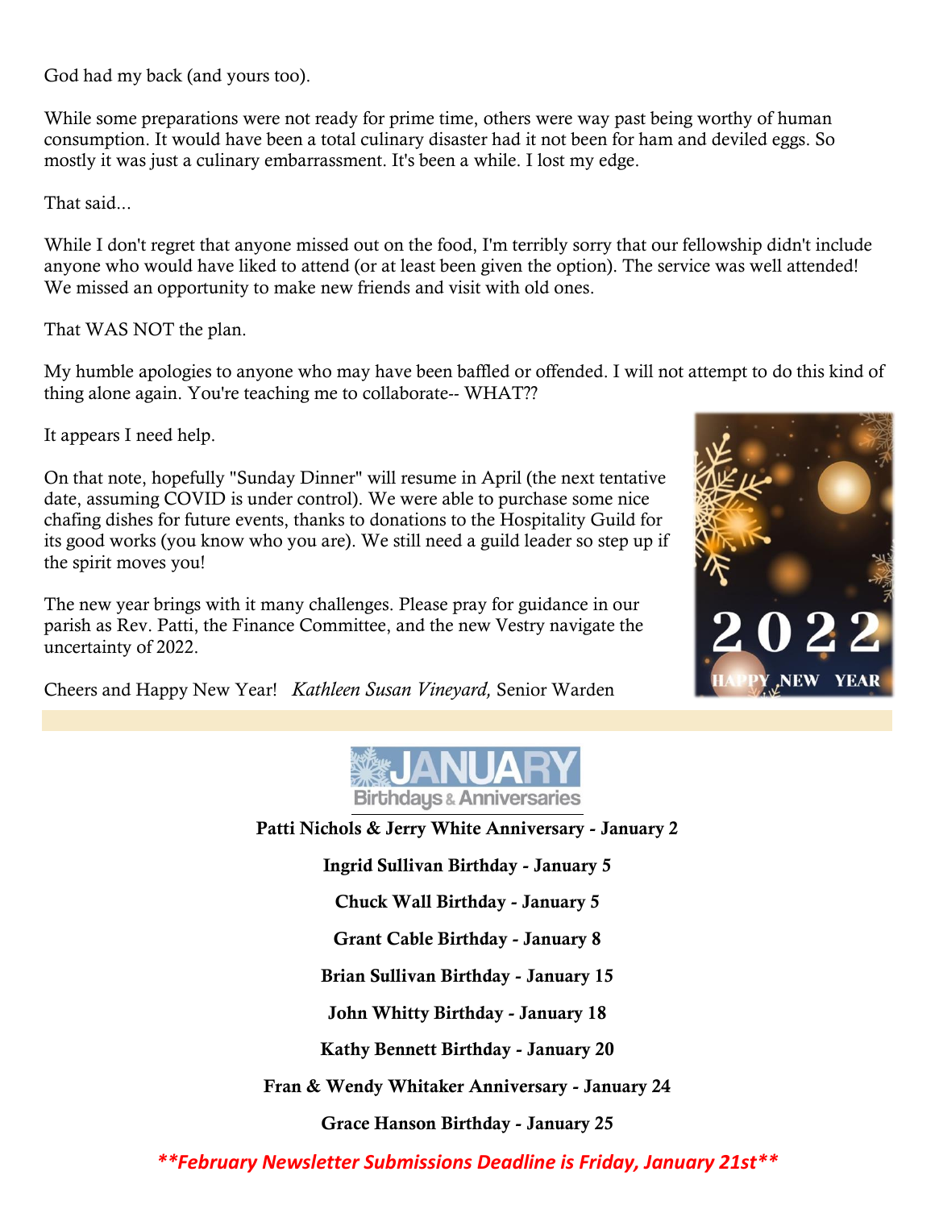God had my back (and yours too).

While some preparations were not ready for prime time, others were way past being worthy of human consumption. It would have been a total culinary disaster had it not been for ham and deviled eggs. So mostly it was just a culinary embarrassment. It's been a while. I lost my edge.

That said...

While I don't regret that anyone missed out on the food, I'm terribly sorry that our fellowship didn't include anyone who would have liked to attend (or at least been given the option). The service was well attended! We missed an opportunity to make new friends and visit with old ones.

That WAS NOT the plan.

My humble apologies to anyone who may have been baffled or offended. I will not attempt to do this kind of thing alone again. You're teaching me to collaborate-- WHAT??

It appears I need help.

On that note, hopefully "Sunday Dinner" will resume in April (the next tentative date, assuming COVID is under control). We were able to purchase some nice chafing dishes for future events, thanks to donations to the Hospitality Guild for its good works (you know who you are). We still need a guild leader so step up if the spirit moves you!

The new year brings with it many challenges. Please pray for guidance in our parish as Rev. Patti, the Finance Committee, and the new Vestry navigate the uncertainty of 2022.

Cheers and Happy New Year! *Kathleen Susan Vineyard,* Senior Warden

2022 HAPPY NEW YEAR

## JANUARY Birthdays & Anniversaries

**Patti Nichols & Jerry White Anniversary - January 2**

**Ingrid Sullivan Birthday - January 5**

**Chuck Wall Birthday - January 5**

**Grant Cable Birthday - January 8**

**Brian Sullivan Birthday - January 15**

**John Whitty Birthday - January 18**

**Kathy Bennett Birthday - January 20**

**Fran & Wendy Whitaker Anniversary - January 24**

**Grace Hanson Birthday - January 25**

***\*\*February Newsletter Submissions Deadline is Friday, January 21st\*\****